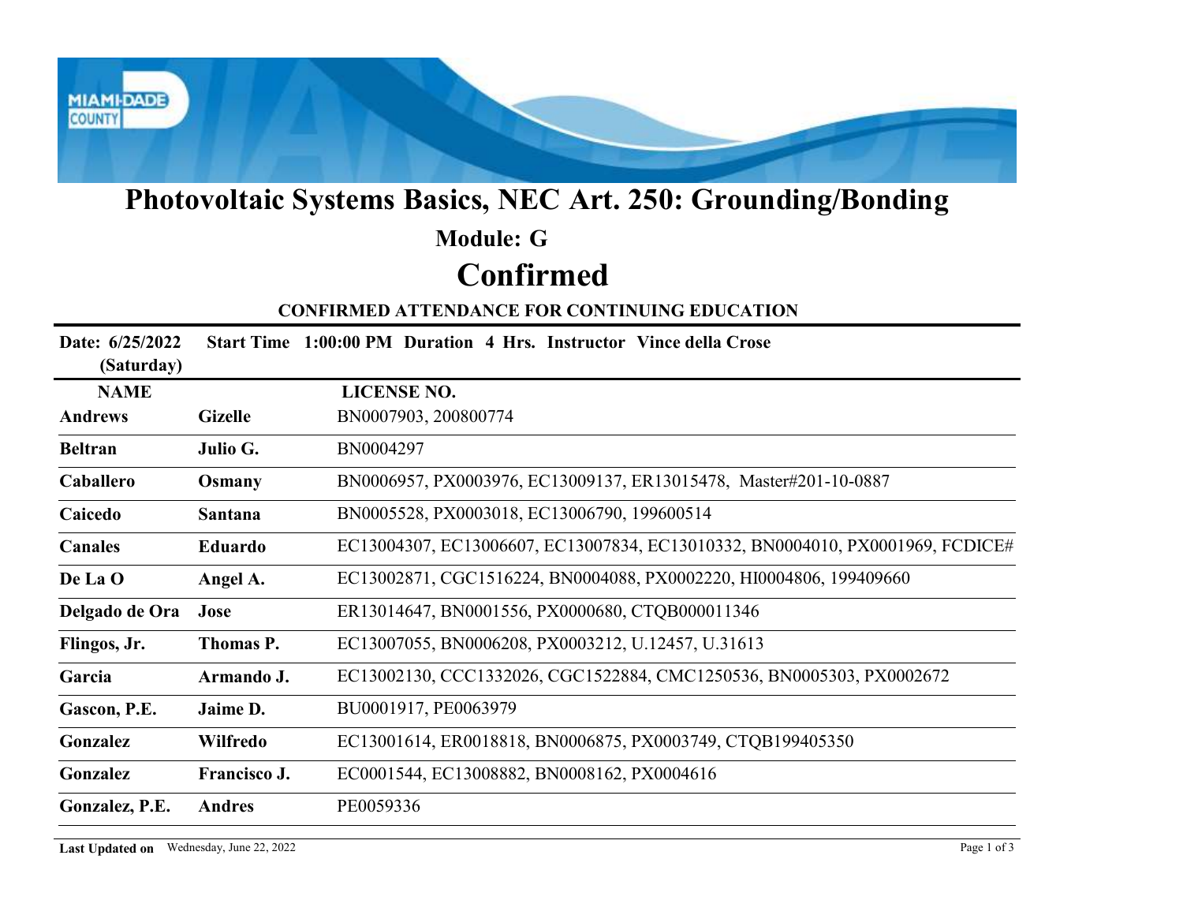# Photovoltaic Systems Basics, NEC Art. 250: Grounding/Bonding

## Module: G

# Confirmed

### CONFIRMED ATTENDANCE FOR CONTINUING EDUCATION

**Date: 6/25/2022 (Saturday)** **Start Time** **1:00:00 PM** **Duration** **4 Hrs.** **Instructor** **Vince della Crose**

| NAME | | LICENSE NO. |
|---|---|---|
| **Andrews** | **Gizelle** | BN0007903, 200800774 |
| **Beltran** | **Julio G.** | BN0004297 |
| **Caballero** | **Osmany** | BN0006957, PX0003976, EC13009137, ER13015478, Master#201-10-0887 |
| **Caicedo** | **Santana** | BN0005528, PX0003018, EC13006790, 199600514 |
| **Canales** | **Eduardo** | EC13004307, EC13006607, EC13007834, EC13010332, BN0004010, PX0001969, FCDICE# |
| **De La O** | **Angel A.** | EC13002871, CGC1516224, BN0004088, PX0002220, HI0004806, 199409660 |
| **Delgado de Ora** | **Jose** | ER13014647, BN0001556, PX0000680, CTQB000011346 |
| **Flingos, Jr.** | **Thomas P.** | EC13007055, BN0006208, PX0003212, U.12457, U.31613 |
| **Garcia** | **Armando J.** | EC13002130, CCC1332026, CGC1522884, CMC1250536, BN0005303, PX0002672 |
| **Gascon, P.E.** | **Jaime D.** | BU0001917, PE0063979 |
| **Gonzalez** | **Wilfredo** | EC13001614, ER0018818, BN0006875, PX0003749, CTQB199405350 |
| **Gonzalez** | **Francisco J.** | EC0001544, EC13008882, BN0008162, PX0004616 |
| **Gonzalez, P.E.** | **Andres** | PE0059336 |

**Last Updated on** Wednesday, June 22, 2022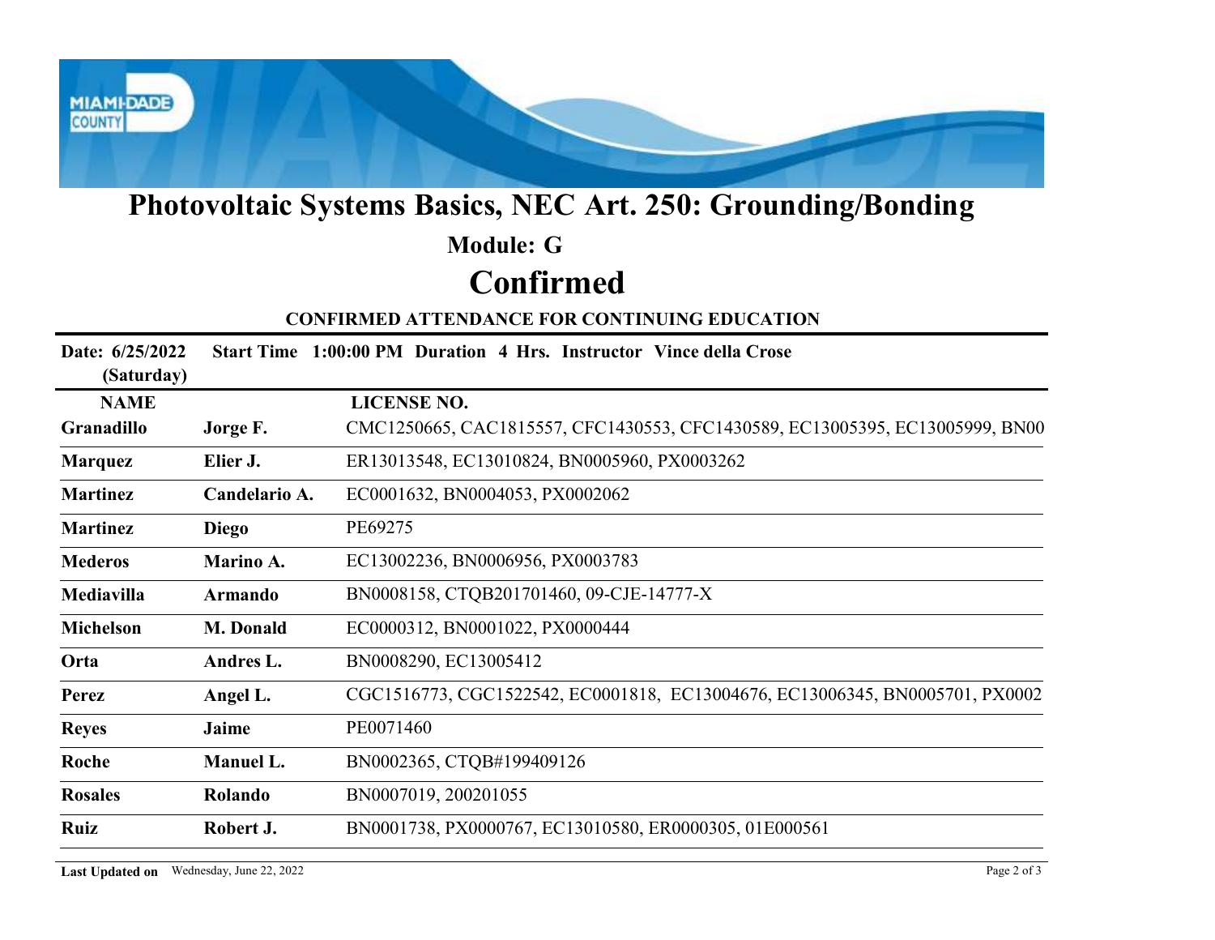# Photovoltaic Systems Basics, NEC Art. 250: Grounding/Bonding

## Module: G

# Confirmed

### CONFIRMED ATTENDANCE FOR CONTINUING EDUCATION

**Date: 6/25/2022 (Saturday)** **Start Time 1:00:00 PM Duration 4 Hrs. Instructor Vince della Crose**

| NAME | | LICENSE NO. |
|---|---|---|
| **Granadillo** | **Jorge F.** | CMC1250665, CAC1815557, CFC1430553, CFC1430589, EC13005395, EC13005999, BN00 |
| **Marquez** | **Elier J.** | ER13013548, EC13010824, BN0005960, PX0003262 |
| **Martinez** | **Candelario A.** | EC0001632, BN0004053, PX0002062 |
| **Martinez** | **Diego** | PE69275 |
| **Mederos** | **Marino A.** | EC13002236, BN0006956, PX0003783 |
| **Mediavilla** | **Armando** | BN0008158, CTQB201701460, 09-CJE-14777-X |
| **Michelson** | **M. Donald** | EC0000312, BN0001022, PX0000444 |
| **Orta** | **Andres L.** | BN0008290, EC13005412 |
| **Perez** | **Angel L.** | CGC1516773, CGC1522542, EC0001818, EC13004676, EC13006345, BN0005701, PX0002 |
| **Reyes** | **Jaime** | PE0071460 |
| **Roche** | **Manuel L.** | BN0002365, CTQB#199409126 |
| **Rosales** | **Rolando** | BN0007019, 200201055 |
| **Ruiz** | **Robert J.** | BN0001738, PX0000767, EC13010580, ER0000305, 01E000561 |

**Last Updated on** Wednesday, June 22, 2022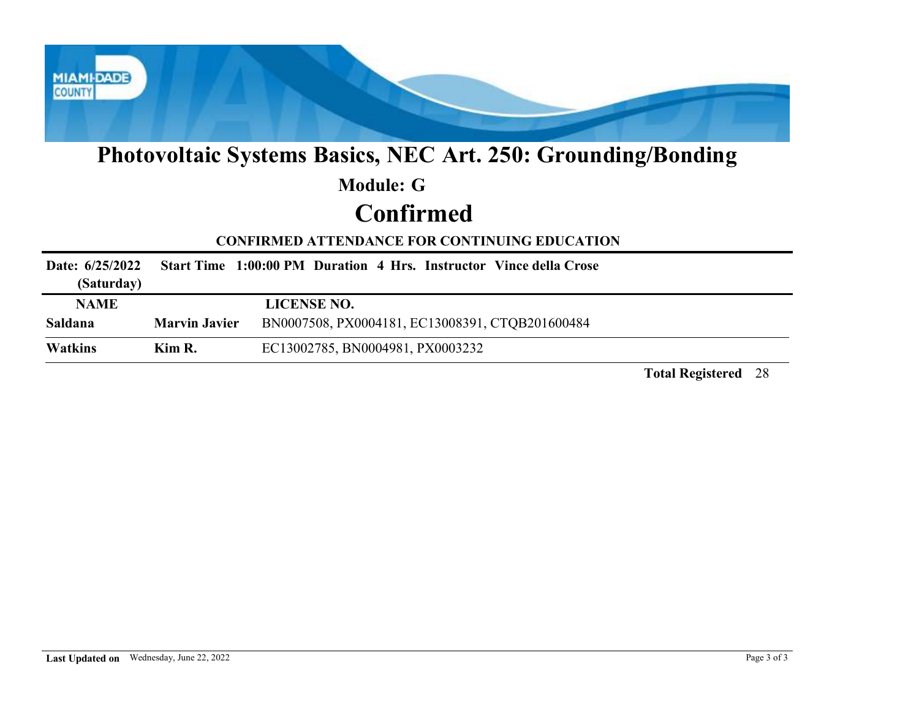# Photovoltaic Systems Basics, NEC Art. 250: Grounding/Bonding

## Module: G

# Confirmed

### CONFIRMED ATTENDANCE FOR CONTINUING EDUCATION

**Date:** 6/25/2022 (Saturday) **Start Time** 1:00:00 PM **Duration** 4 Hrs. **Instructor** Vince della Crose

| NAME | | LICENSE NO. |
|---|---|---|
| **Saldana** | **Marvin Javier** | BN0007508, PX0004181, EC13008391, CTQB201600484 |
| **Watkins** | **Kim R.** | EC13002785, BN0004981, PX0003232 |

**Total Registered** 28

**Last Updated on** Wednesday, June 22, 2022